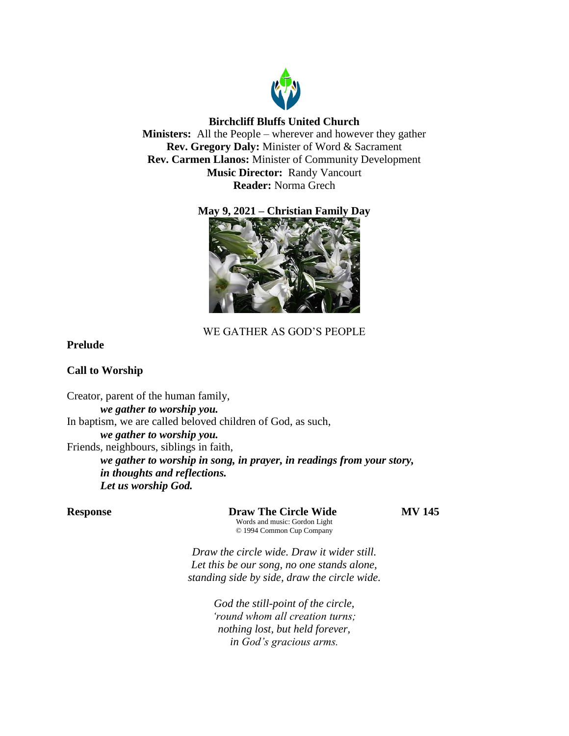**Birchcliff Bluffs United Church**
**Ministers:** All the People – wherever and however they gather
**Rev. Gregory Daly:** Minister of Word & Sacrament
**Rev. Carmen Llanos:** Minister of Community Development
**Music Director:** Randy Vancourt
**Reader:** Norma Grech

**May 9, 2021 – Christian Family Day**

WE GATHER AS GOD'S PEOPLE

**Prelude**

**Call to Worship**

Creator, parent of the human family,
***we gather to worship you.***
In baptism, we are called beloved children of God, as such,
***we gather to worship you.***
Friends, neighbours, siblings in faith,
***we gather to worship in song, in prayer, in readings from your story, in thoughts and reflections.***
***Let us worship God.***

**Response** **Draw The Circle Wide** **MV 145**
Words and music: Gordon Light
© 1994 Common Cup Company

*Draw the circle wide. Draw it wider still.*
*Let this be our song, no one stands alone,*
*standing side by side, draw the circle wide.*

*God the still-point of the circle,*
*'round whom all creation turns;*
*nothing lost, but held forever,*
*in God's gracious arms.*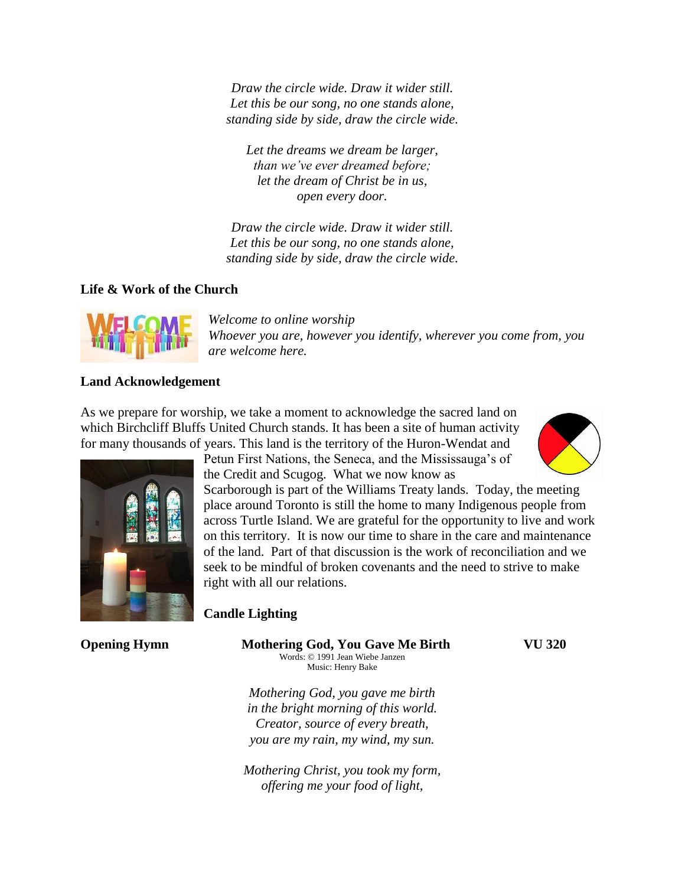*Draw the circle wide. Draw it wider still.*
*Let this be our song, no one stands alone,*
*standing side by side, draw the circle wide.*

*Let the dreams we dream be larger,*
*than we've ever dreamed before;*
*let the dream of Christ be in us,*
*open every door.*

*Draw the circle wide. Draw it wider still.*
*Let this be our song, no one stands alone,*
*standing side by side, draw the circle wide.*

**Life & Work of the Church**

*Welcome to online worship*
*Whoever you are, however you identify, wherever you come from, you are welcome here.*

**Land Acknowledgement**

As we prepare for worship, we take a moment to acknowledge the sacred land on which Birchcliff Bluffs United Church stands. It has been a site of human activity for many thousands of years. This land is the territory of the Huron-Wendat and Petun First Nations, the Seneca, and the Mississauga's of the Credit and Scugog. What we now know as Scarborough is part of the Williams Treaty lands. Today, the meeting place around Toronto is still the home to many Indigenous people from across Turtle Island. We are grateful for the opportunity to live and work on this territory. It is now our time to share in the care and maintenance of the land. Part of that discussion is the work of reconciliation and we seek to be mindful of broken covenants and the need to strive to make right with all our relations.

**Candle Lighting**

**Opening Hymn** **Mothering God, You Gave Me Birth** **VU 320**

Words: © 1991 Jean Wiebe Janzen
Music: Henry Bake

*Mothering God, you gave me birth*
*in the bright morning of this world.*
*Creator, source of every breath,*
*you are my rain, my wind, my sun.*

*Mothering Christ, you took my form,*
*offering me your food of light,*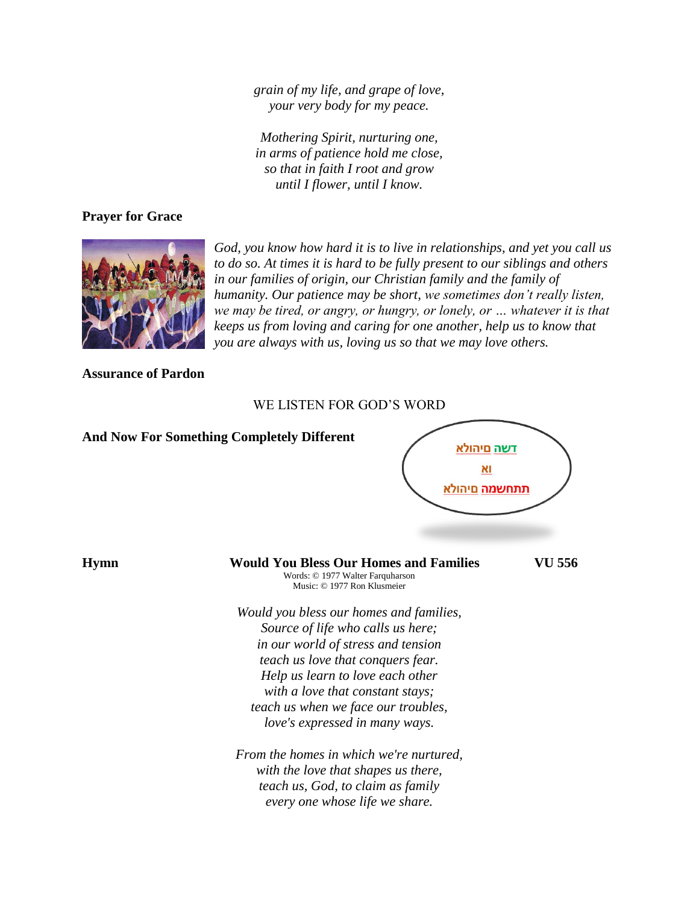*grain of my life, and grape of love,*
*your very body for my peace.*

*Mothering Spirit, nurturing one,*
*in arms of patience hold me close,*
*so that in faith I root and grow*
*until I flower, until I know.*

**Prayer for Grace**

*God, you know how hard it is to live in relationships, and yet you call us to do so. At times it is hard to be fully present to our siblings and others in our families of origin, our Christian family and the family of humanity. Our patience may be short, we sometimes don't really listen, we may be tired, or angry, or hungry, or lonely, or … whatever it is that keeps us from loving and caring for one another, help us to know that you are always with us, loving us so that we may love others.*

**Assurance of Pardon**

WE LISTEN FOR GOD'S WORD

**And Now For Something Completely Different**

דשה םיהולא

וא

תתחשמה םיהולא

**Hymn** **Would You Bless Our Homes and Families** **VU 556**

Words: © 1977 Walter Farquharson
Music: © 1977 Ron Klusmeier

*Would you bless our homes and families,*
*Source of life who calls us here;*
*in our world of stress and tension*
*teach us love that conquers fear.*
*Help us learn to love each other*
*with a love that constant stays;*
*teach us when we face our troubles,*
*love's expressed in many ways.*

*From the homes in which we're nurtured,*
*with the love that shapes us there,*
*teach us, God, to claim as family*
*every one whose life we share.*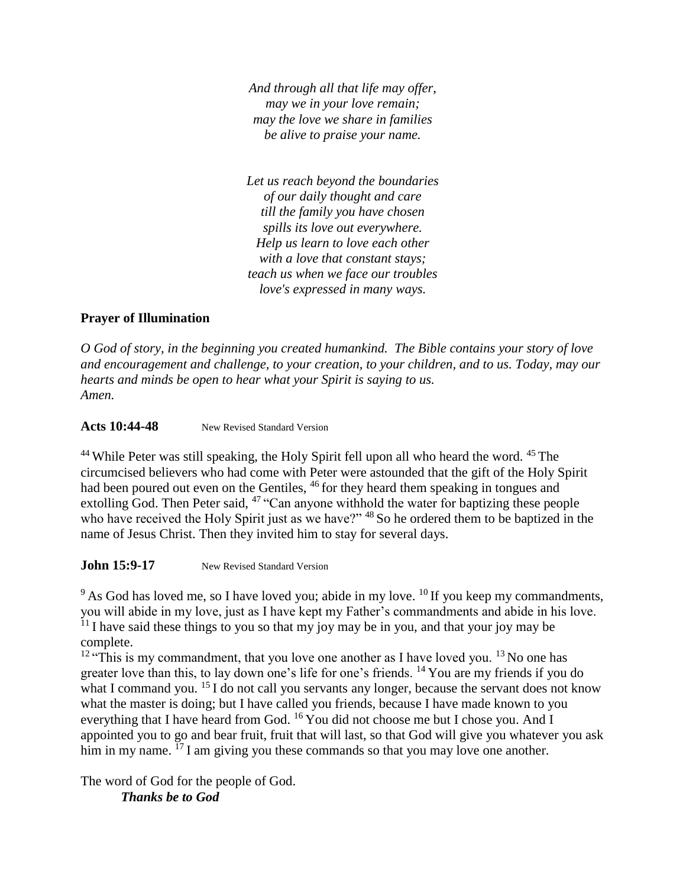*And through all that life may offer,*
*may we in your love remain;*
*may the love we share in families*
*be alive to praise your name.*

*Let us reach beyond the boundaries*
*of our daily thought and care*
*till the family you have chosen*
*spills its love out everywhere.*
*Help us learn to love each other*
*with a love that constant stays;*
*teach us when we face our troubles*
*love's expressed in many ways.*

**Prayer of Illumination**

*O God of story, in the beginning you created humankind. The Bible contains your story of love and encouragement and challenge, to your creation, to your children, and to us. Today, may our hearts and minds be open to hear what your Spirit is saying to us.*
*Amen.*

**Acts 10:44-48** New Revised Standard Version

[44] While Peter was still speaking, the Holy Spirit fell upon all who heard the word. [45] The circumcised believers who had come with Peter were astounded that the gift of the Holy Spirit had been poured out even on the Gentiles, [46] for they heard them speaking in tongues and extolling God. Then Peter said, [47] "Can anyone withhold the water for baptizing these people who have received the Holy Spirit just as we have?" [48] So he ordered them to be baptized in the name of Jesus Christ. Then they invited him to stay for several days.

**John 15:9-17** New Revised Standard Version

[9] As God has loved me, so I have loved you; abide in my love. [10] If you keep my commandments, you will abide in my love, just as I have kept my Father's commandments and abide in his love. [11] I have said these things to you so that my joy may be in you, and that your joy may be complete.

[12] "This is my commandment, that you love one another as I have loved you. [13] No one has greater love than this, to lay down one's life for one's friends. [14] You are my friends if you do what I command you. [15] I do not call you servants any longer, because the servant does not know what the master is doing; but I have called you friends, because I have made known to you everything that I have heard from God. [16] You did not choose me but I chose you. And I appointed you to go and bear fruit, fruit that will last, so that God will give you whatever you ask him in my name. [17] I am giving you these commands so that you may love one another.

The word of God for the people of God.
***Thanks be to God***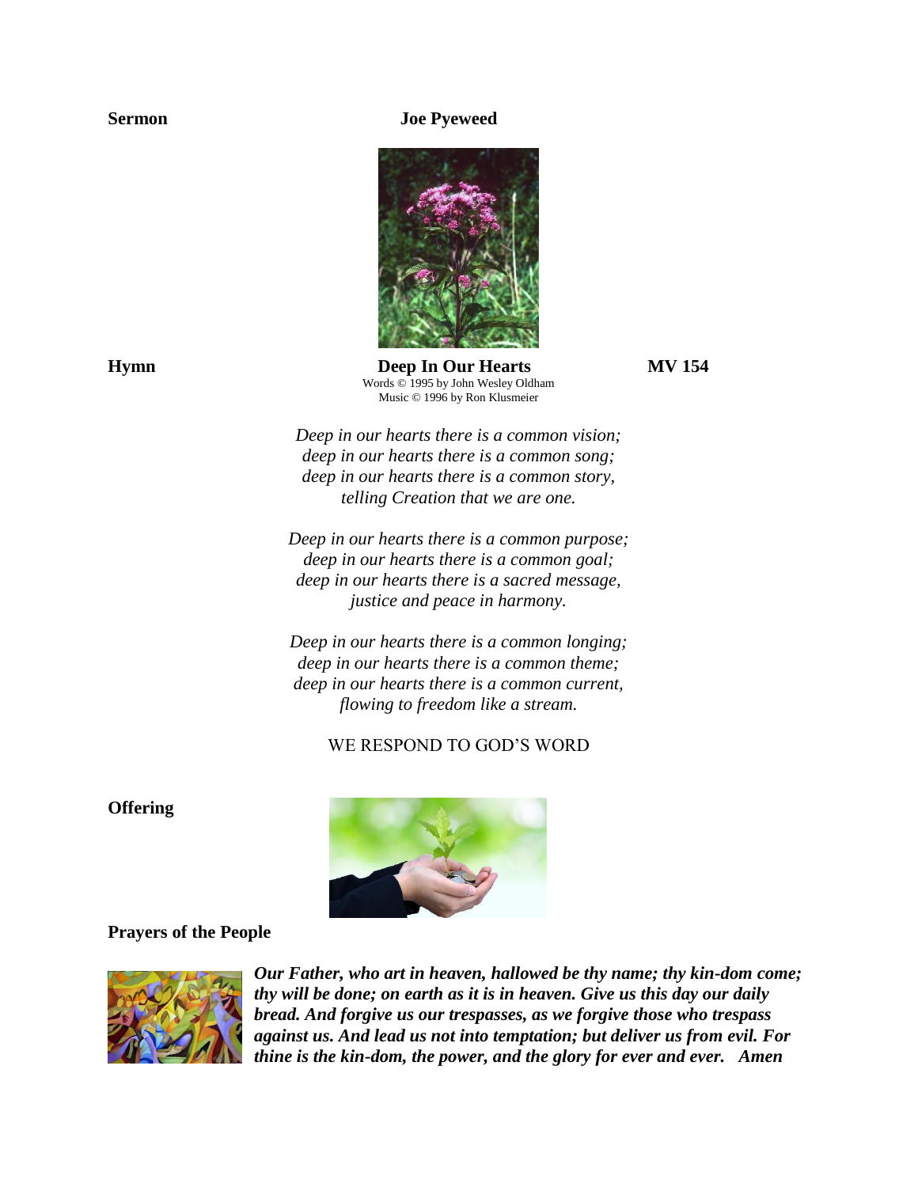**Sermon** **Joe Pyeweed**

**Hymn** **Deep In Our Hearts** **MV 154**

Words © 1995 by John Wesley Oldham
Music © 1996 by Ron Klusmeier

*Deep in our hearts there is a common vision;*
*deep in our hearts there is a common song;*
*deep in our hearts there is a common story,*
*telling Creation that we are one.*

*Deep in our hearts there is a common purpose;*
*deep in our hearts there is a common goal;*
*deep in our hearts there is a sacred message,*
*justice and peace in harmony.*

*Deep in our hearts there is a common longing;*
*deep in our hearts there is a common theme;*
*deep in our hearts there is a common current,*
*flowing to freedom like a stream.*

WE RESPOND TO GOD'S WORD

**Offering**

**Prayers of the People**

***Our Father, who art in heaven, hallowed be thy name; thy kin-dom come; thy will be done; on earth as it is in heaven. Give us this day our daily bread. And forgive us our trespasses, as we forgive those who trespass against us. And lead us not into temptation; but deliver us from evil. For thine is the kin-dom, the power, and the glory for ever and ever. Amen***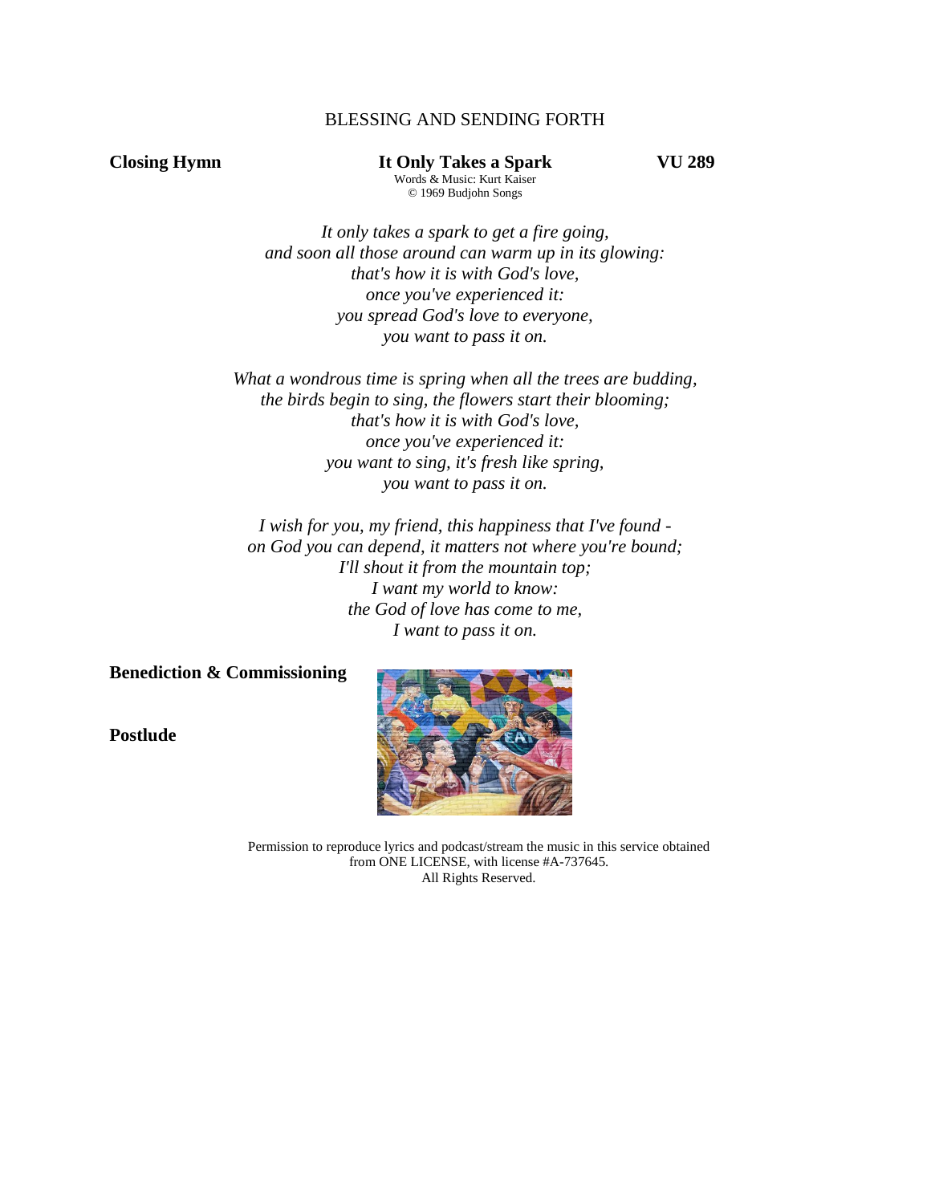## BLESSING AND SENDING FORTH

**Closing Hymn** **It Only Takes a Spark** **VU 289**

Words & Music: Kurt Kaiser
© 1969 Budjohn Songs

*It only takes a spark to get a fire going,*
*and soon all those around can warm up in its glowing:*
*that's how it is with God's love,*
*once you've experienced it:*
*you spread God's love to everyone,*
*you want to pass it on.*

*What a wondrous time is spring when all the trees are budding,*
*the birds begin to sing, the flowers start their blooming;*
*that's how it is with God's love,*
*once you've experienced it:*
*you want to sing, it's fresh like spring,*
*you want to pass it on.*

*I wish for you, my friend, this happiness that I've found -*
*on God you can depend, it matters not where you're bound;*
*I'll shout it from the mountain top;*
*I want my world to know:*
*the God of love has come to me,*
*I want to pass it on.*

**Benediction & Commissioning**

**Postlude**

Permission to reproduce lyrics and podcast/stream the music in this service obtained from ONE LICENSE, with license #A-737645.
All Rights Reserved.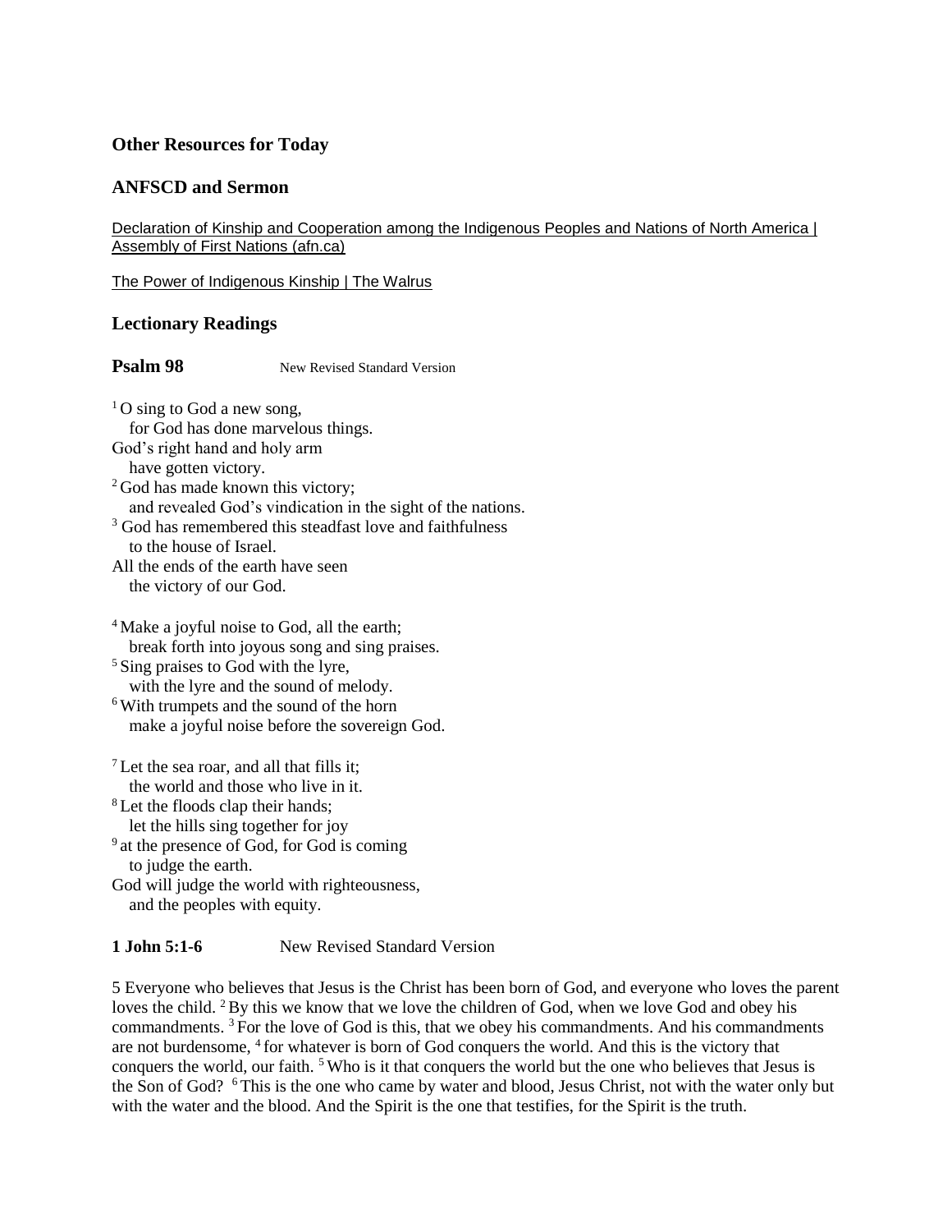## Other Resources for Today

## ANFSCD and Sermon

Declaration of Kinship and Cooperation among the Indigenous Peoples and Nations of North America | Assembly of First Nations (afn.ca)

The Power of Indigenous Kinship | The Walrus

## Lectionary Readings

**Psalm 98** New Revised Standard Version

[1] O sing to God a new song,
for God has done marvelous things.
God's right hand and holy arm
have gotten victory.
[2] God has made known this victory;
and revealed God's vindication in the sight of the nations.
[3] God has remembered this steadfast love and faithfulness
to the house of Israel.
All the ends of the earth have seen
the victory of our God.

[4] Make a joyful noise to God, all the earth;
break forth into joyous song and sing praises.
[5] Sing praises to God with the lyre,
with the lyre and the sound of melody.
[6] With trumpets and the sound of the horn
make a joyful noise before the sovereign God.

[7] Let the sea roar, and all that fills it;
the world and those who live in it.
[8] Let the floods clap their hands;
let the hills sing together for joy
[9] at the presence of God, for God is coming
to judge the earth.
God will judge the world with righteousness,
and the peoples with equity.

**1 John 5:1-6** New Revised Standard Version

5 Everyone who believes that Jesus is the Christ has been born of God, and everyone who loves the parent loves the child. [2] By this we know that we love the children of God, when we love God and obey his commandments. [3] For the love of God is this, that we obey his commandments. And his commandments are not burdensome, [4] for whatever is born of God conquers the world. And this is the victory that conquers the world, our faith. [5] Who is it that conquers the world but the one who believes that Jesus is the Son of God? [6] This is the one who came by water and blood, Jesus Christ, not with the water only but with the water and the blood. And the Spirit is the one that testifies, for the Spirit is the truth.